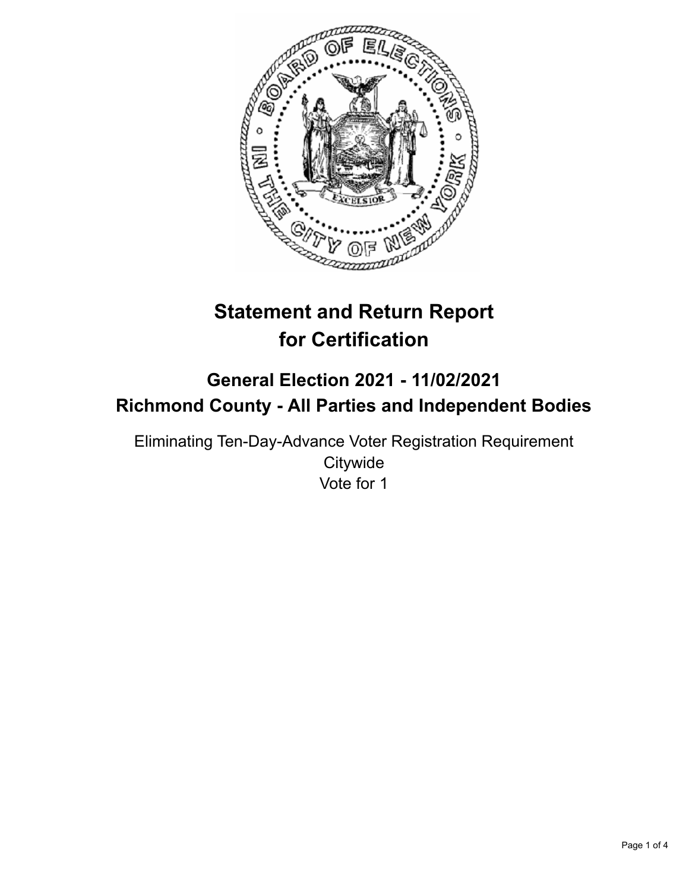# Statement and Return Report for Certification

## General Election 2021 - 11/02/2021
## Richmond County - All Parties and Independent Bodies

Eliminating Ten-Day-Advance Voter Registration Requirement
Citywide
Vote for 1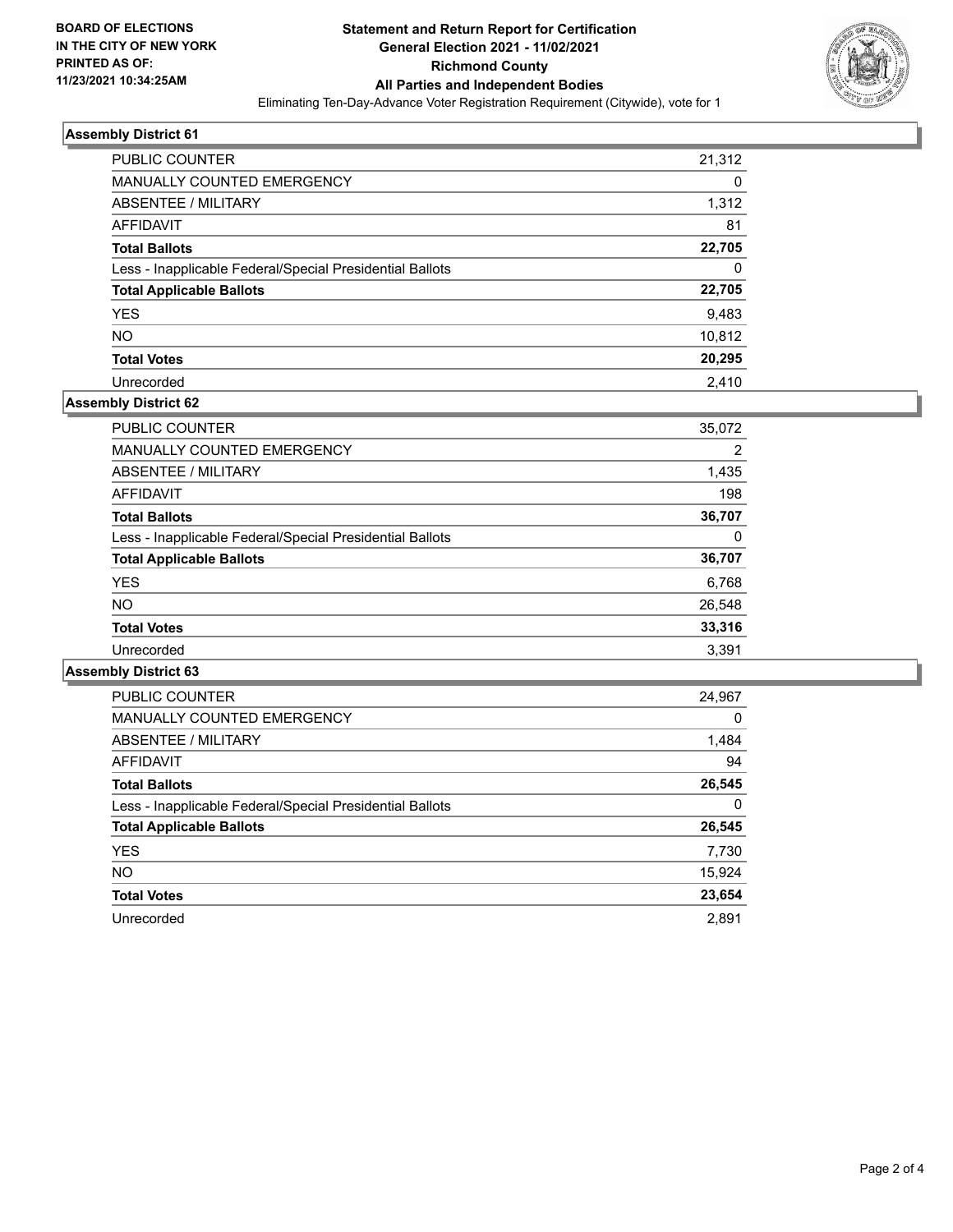**BOARD OF ELECTIONS IN THE CITY OF NEW YORK PRINTED AS OF: 11/23/2021 10:34:25AM**

# Statement and Return Report for Certification
## General Election 2021 - 11/02/2021
## Richmond County
## All Parties and Independent Bodies

Eliminating Ten-Day-Advance Voter Registration Requirement (Citywide), vote for 1

### Assembly District 61

| | |
|---|---|
| PUBLIC COUNTER | 21,312 |
| MANUALLY COUNTED EMERGENCY | 0 |
| ABSENTEE / MILITARY | 1,312 |
| AFFIDAVIT | 81 |
| **Total Ballots** | **22,705** |
| Less - Inapplicable Federal/Special Presidential Ballots | 0 |
| **Total Applicable Ballots** | **22,705** |
| YES | 9,483 |
| NO | 10,812 |
| **Total Votes** | **20,295** |
| Unrecorded | 2,410 |

### Assembly District 62

| | |
|---|---|
| PUBLIC COUNTER | 35,072 |
| MANUALLY COUNTED EMERGENCY | 2 |
| ABSENTEE / MILITARY | 1,435 |
| AFFIDAVIT | 198 |
| **Total Ballots** | **36,707** |
| Less - Inapplicable Federal/Special Presidential Ballots | 0 |
| **Total Applicable Ballots** | **36,707** |
| YES | 6,768 |
| NO | 26,548 |
| **Total Votes** | **33,316** |
| Unrecorded | 3,391 |

### Assembly District 63

| | |
|---|---|
| PUBLIC COUNTER | 24,967 |
| MANUALLY COUNTED EMERGENCY | 0 |
| ABSENTEE / MILITARY | 1,484 |
| AFFIDAVIT | 94 |
| **Total Ballots** | **26,545** |
| Less - Inapplicable Federal/Special Presidential Ballots | 0 |
| **Total Applicable Ballots** | **26,545** |
| YES | 7,730 |
| NO | 15,924 |
| **Total Votes** | **23,654** |
| Unrecorded | 2,891 |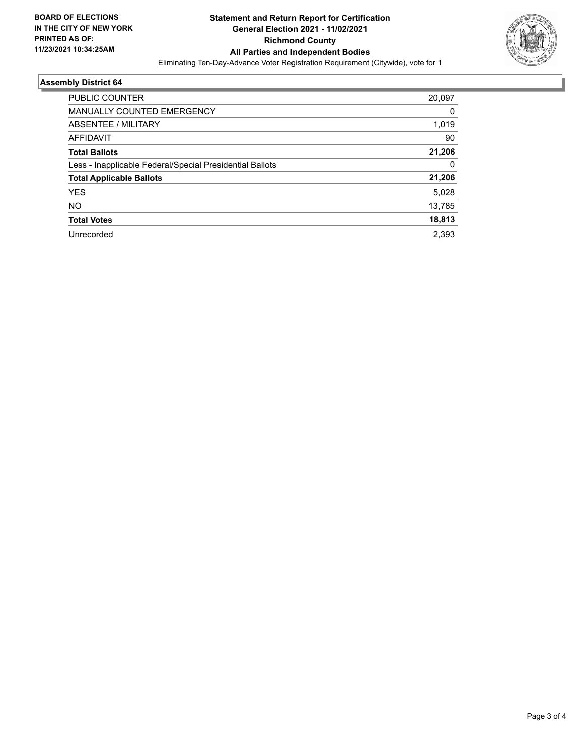**BOARD OF ELECTIONS IN THE CITY OF NEW YORK PRINTED AS OF: 11/23/2021 10:34:25AM**

# Statement and Return Report for Certification General Election 2021 - 11/02/2021 Richmond County All Parties and Independent Bodies

Eliminating Ten-Day-Advance Voter Registration Requirement (Citywide), vote for 1

## Assembly District 64

| | |
|---|---|
| PUBLIC COUNTER | 20,097 |
| MANUALLY COUNTED EMERGENCY | 0 |
| ABSENTEE / MILITARY | 1,019 |
| AFFIDAVIT | 90 |
| **Total Ballots** | **21,206** |
| Less - Inapplicable Federal/Special Presidential Ballots | 0 |
| **Total Applicable Ballots** | **21,206** |
| YES | 5,028 |
| NO | 13,785 |
| **Total Votes** | **18,813** |
| Unrecorded | 2,393 |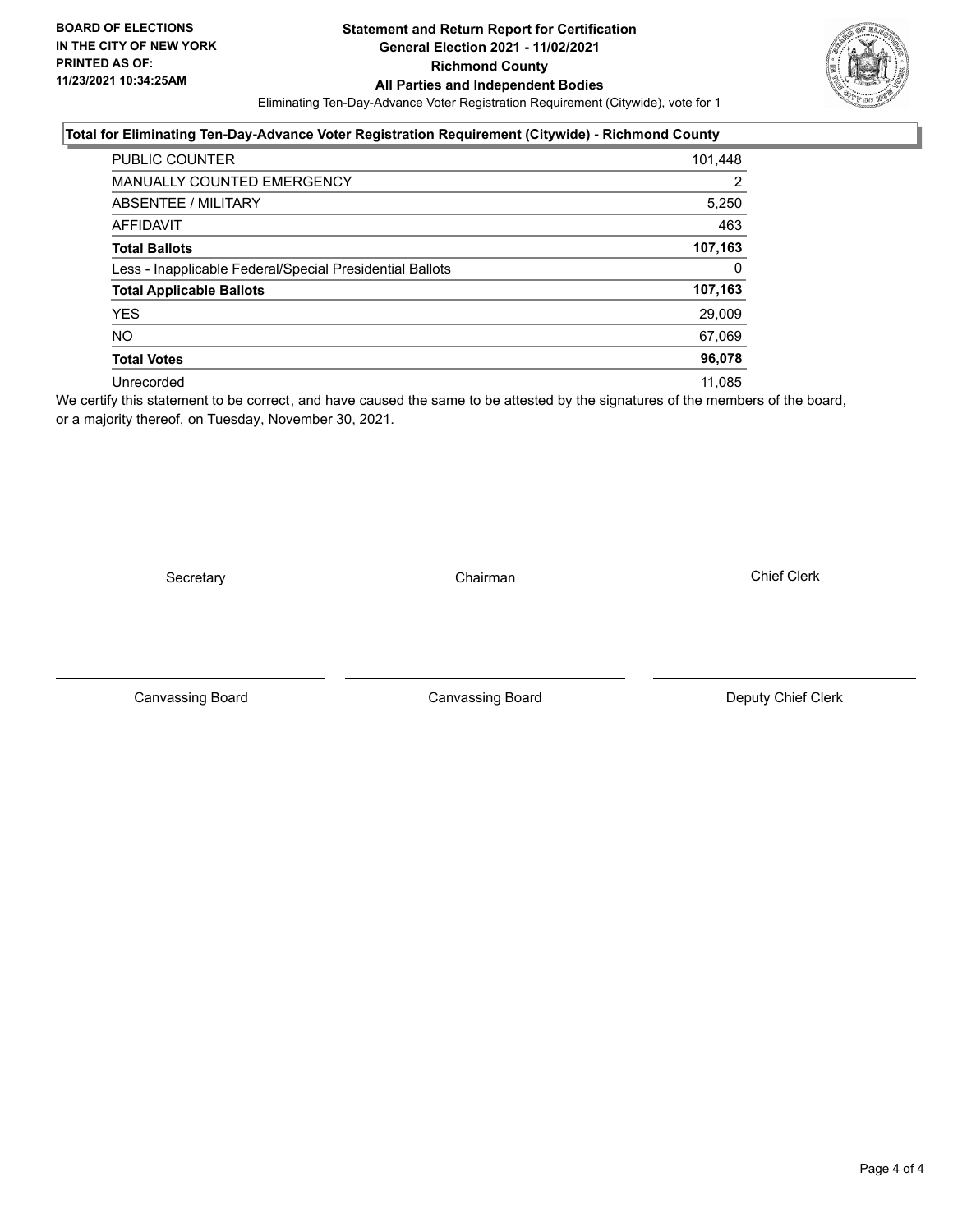**BOARD OF ELECTIONS IN THE CITY OF NEW YORK PRINTED AS OF: 11/23/2021 10:34:25AM**

**Statement and Return Report for Certification**
**General Election 2021 - 11/02/2021**
**Richmond County**
**All Parties and Independent Bodies**

Eliminating Ten-Day-Advance Voter Registration Requirement (Citywide), vote for 1

**Total for Eliminating Ten-Day-Advance Voter Registration Requirement (Citywide) - Richmond County**

| | |
|---|---|
| PUBLIC COUNTER | 101,448 |
| MANUALLY COUNTED EMERGENCY | 2 |
| ABSENTEE / MILITARY | 5,250 |
| AFFIDAVIT | 463 |
| **Total Ballots** | **107,163** |
| Less - Inapplicable Federal/Special Presidential Ballots | 0 |
| **Total Applicable Ballots** | **107,163** |
| YES | 29,009 |
| NO | 67,069 |
| **Total Votes** | **96,078** |
| Unrecorded | 11,085 |

We certify this statement to be correct, and have caused the same to be attested by the signatures of the members of the board, or a majority thereof, on Tuesday, November 30, 2021.

Secretary

Chairman

Chief Clerk

Canvassing Board

Canvassing Board

Deputy Chief Clerk